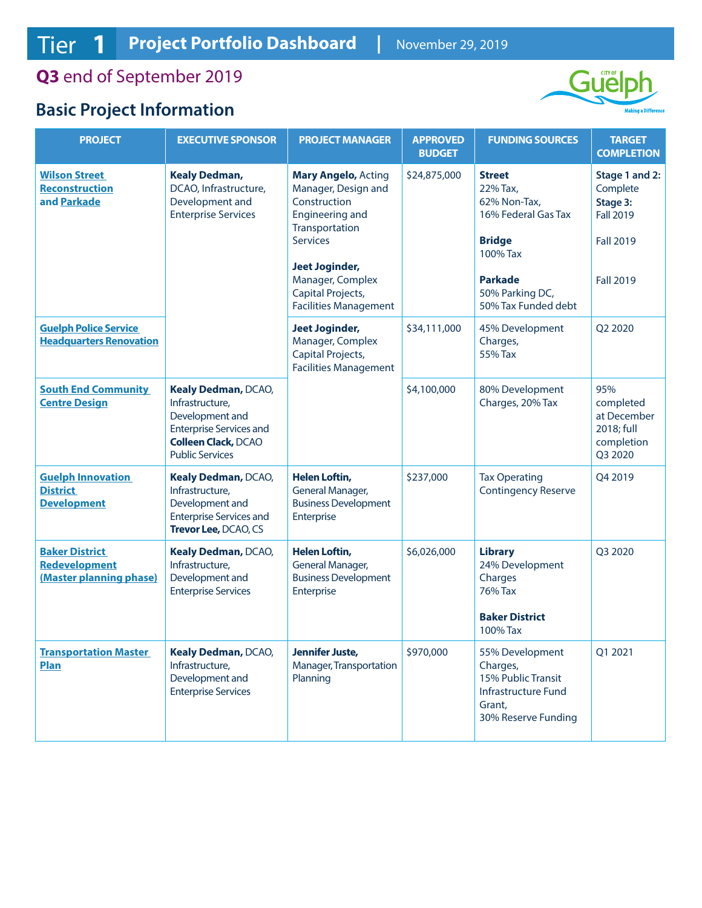# Tier 1 Project Portfolio Dashboard | November 29, 2019

## Q3 end of September 2019

## Basic Project Information

| PROJECT | EXECUTIVE SPONSOR | PROJECT MANAGER | APPROVED BUDGET | FUNDING SOURCES | TARGET COMPLETION |
|---|---|---|---|---|---|
| Wilson Street Reconstruction and Parkade | **Kealy Dedman,** DCAO, Infrastructure, Development and Enterprise Services | **Mary Angelo,** Acting Manager, Design and Construction Engineering and Transportation Services<br><br>**Jeet Joginder,** Manager, Complex Capital Projects, Facilities Management | $24,875,000 | **Street**<br>22% Tax,<br>62% Non-Tax,<br>16% Federal Gas Tax<br><br>**Bridge**<br>100% Tax<br><br>**Parkade**<br>50% Parking DC,<br>50% Tax Funded debt | **Stage 1 and 2:** Complete<br>**Stage 3:** Fall 2019<br><br>Fall 2019<br><br>Fall 2019 |
| Guelph Police Service Headquarters Renovation | | **Jeet Joginder,** Manager, Complex Capital Projects, Facilities Management | $34,111,000 | 45% Development Charges,<br>55% Tax | Q2 2020 |
| South End Community Centre Design | **Kealy Dedman,** DCAO, Infrastructure, Development and Enterprise Services and **Colleen Clack,** DCAO Public Services | | $4,100,000 | 80% Development Charges, 20% Tax | 95% completed at December 2018; full completion Q3 2020 |
| Guelph Innovation District Development | **Kealy Dedman,** DCAO, Infrastructure, Development and Enterprise Services and **Trevor Lee,** DCAO, CS | **Helen Loftin,** General Manager, Business Development Enterprise | $237,000 | Tax Operating Contingency Reserve | Q4 2019 |
| Baker District Redevelopment (Master planning phase) | **Kealy Dedman,** DCAO, Infrastructure, Development and Enterprise Services | **Helen Loftin,** General Manager, Business Development Enterprise | $6,026,000 | **Library**<br>24% Development Charges<br>76% Tax<br><br>**Baker District**<br>100% Tax | Q3 2020 |
| Transportation Master Plan | **Kealy Dedman,** DCAO, Infrastructure, Development and Enterprise Services | **Jennifer Juste,** Manager, Transportation Planning | $970,000 | 55% Development Charges,<br>15% Public Transit Infrastructure Fund Grant,<br>30% Reserve Funding | Q1 2021 |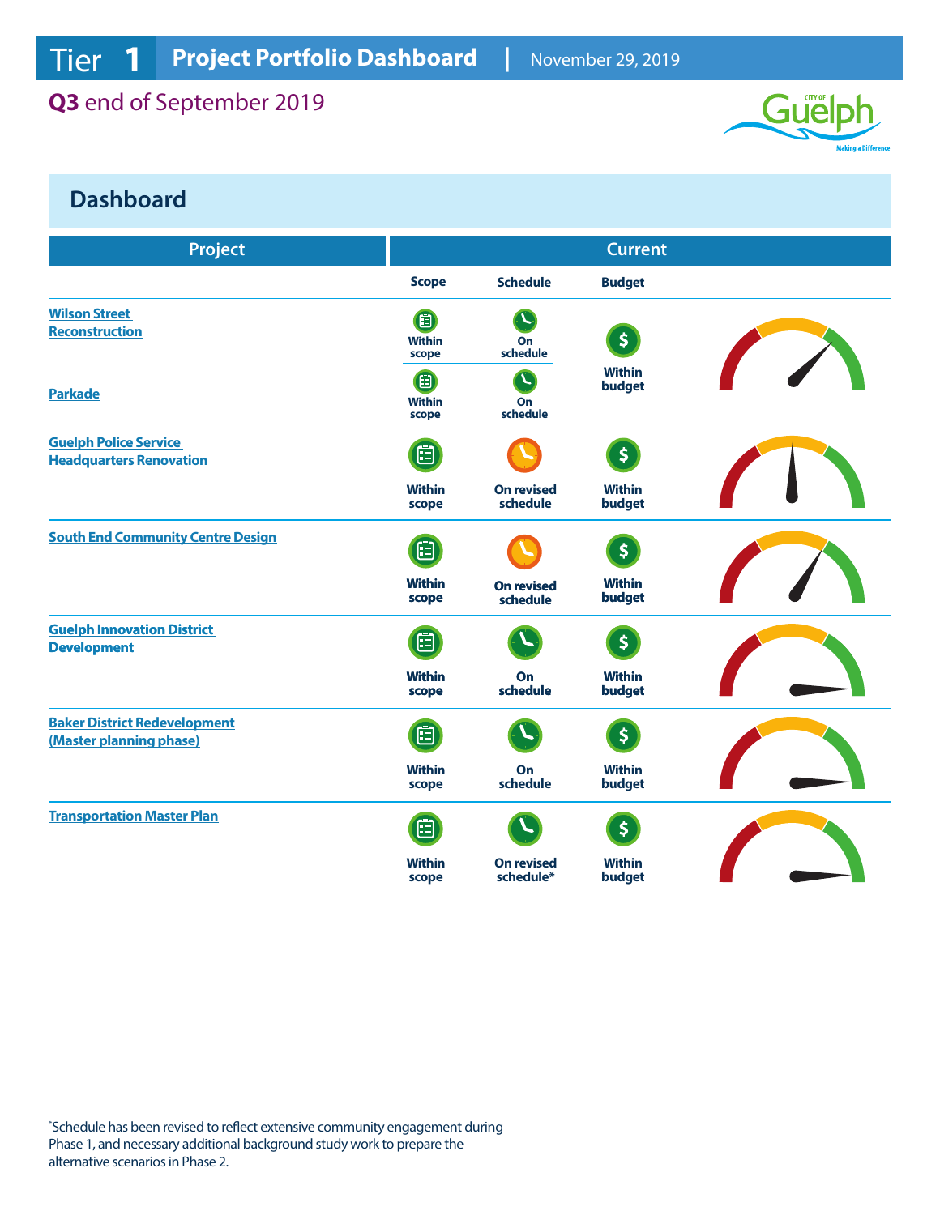# Tier 1 Project Portfolio Dashboard | November 29, 2019

## Q3 end of September 2019

## Dashboard

| Project | Scope | Schedule | Budget |
| --- | --- | --- | --- |
| Wilson Street Reconstruction | Within scope | On schedule | Within budget |
| Parkade | Within scope | On schedule | |
| Guelph Police Service Headquarters Renovation | Within scope | On revised schedule | Within budget |
| South End Community Centre Design | Within scope | On revised schedule | Within budget |
| Guelph Innovation District Development | Within scope | On schedule | Within budget |
| Baker District Redevelopment (Master planning phase) | Within scope | On schedule | Within budget |
| Transportation Master Plan | Within scope | On revised schedule* | Within budget |

*Schedule has been revised to reflect extensive community engagement during Phase 1, and necessary additional background study work to prepare the alternative scenarios in Phase 2.